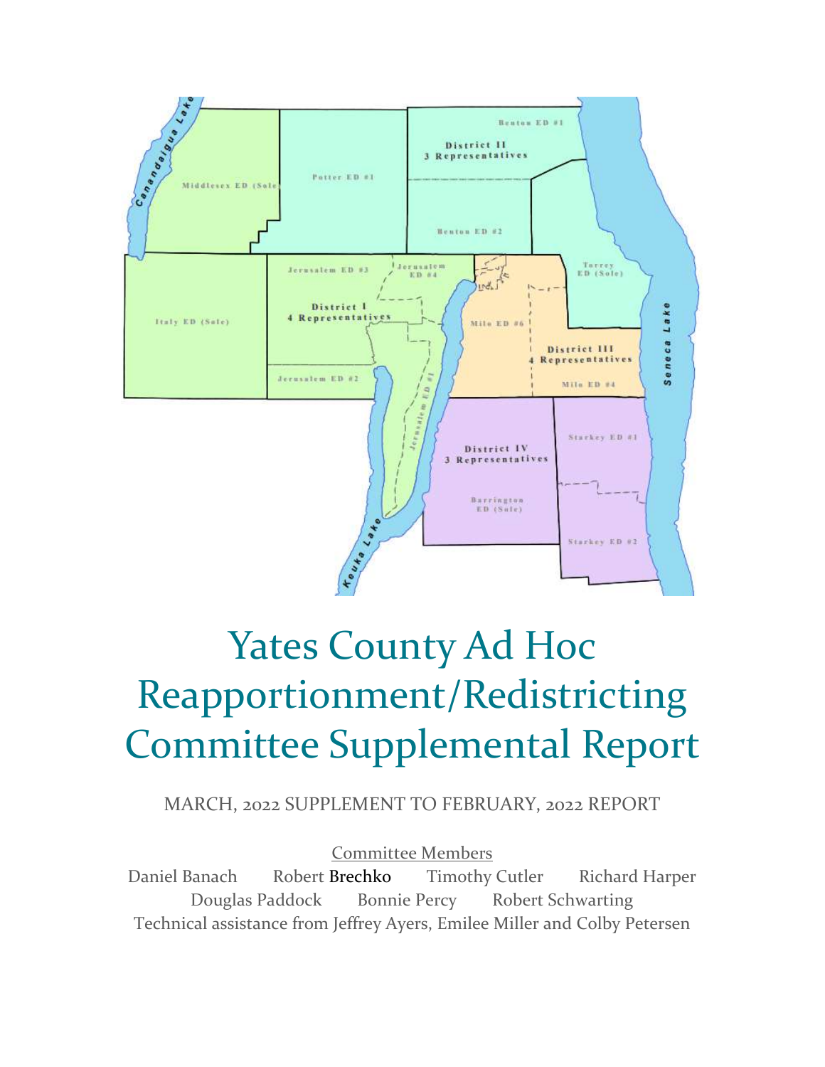# Yates County Ad Hoc Reapportionment/Redistricting Committee Supplemental Report

MARCH, 2022 SUPPLEMENT TO FEBRUARY, 2022 REPORT

Committee Members

Daniel Banach Robert Brechko Timothy Cutler Richard Harper
Douglas Paddock Bonnie Percy Robert Schwarting
Technical assistance from Jeffrey Ayers, Emilee Miller and Colby Petersen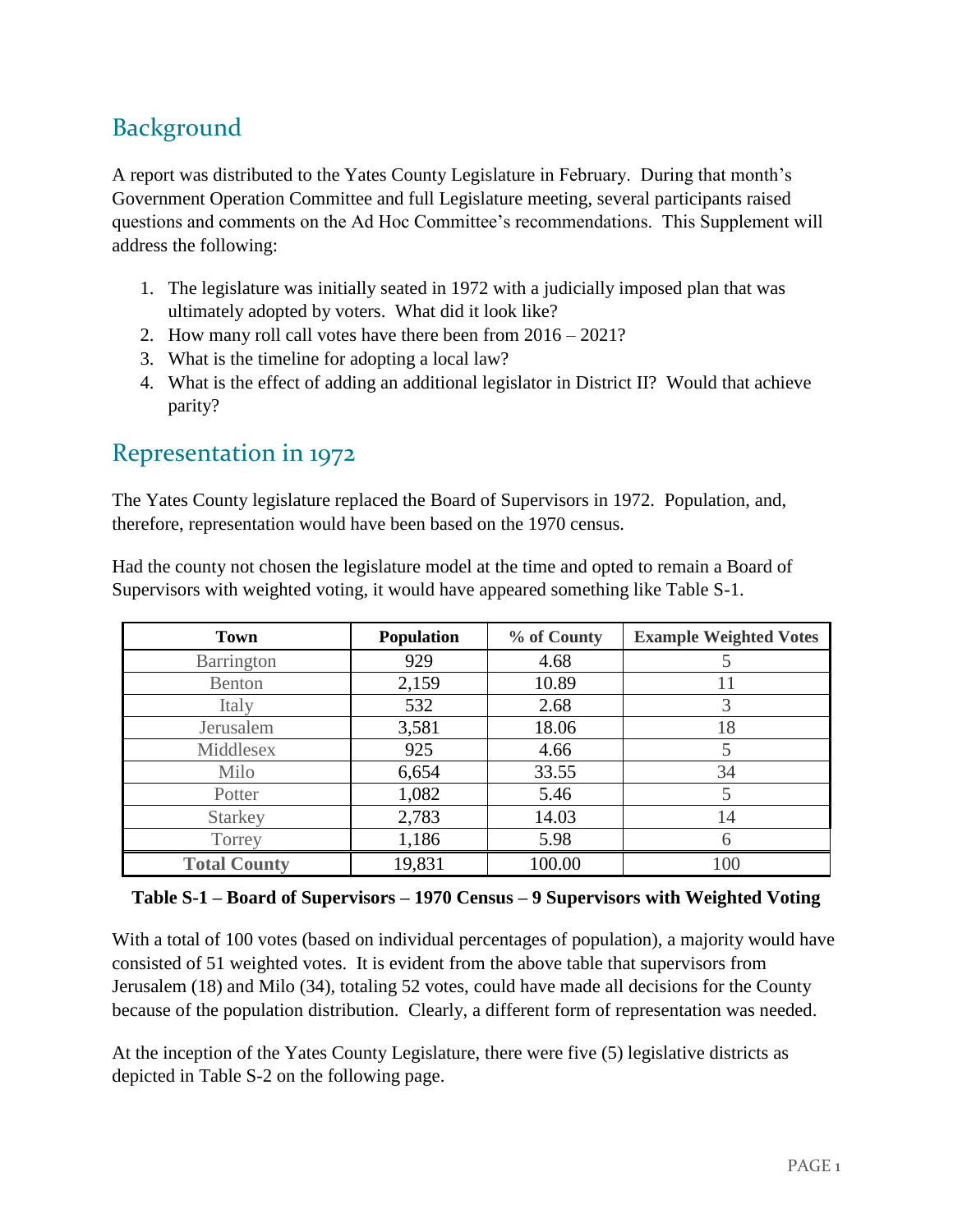## Background

A report was distributed to the Yates County Legislature in February. During that month's Government Operation Committee and full Legislature meeting, several participants raised questions and comments on the Ad Hoc Committee's recommendations. This Supplement will address the following:

1. The legislature was initially seated in 1972 with a judicially imposed plan that was ultimately adopted by voters. What did it look like?
2. How many roll call votes have there been from 2016 – 2021?
3. What is the timeline for adopting a local law?
4. What is the effect of adding an additional legislator in District II? Would that achieve parity?

## Representation in 1972

The Yates County legislature replaced the Board of Supervisors in 1972. Population, and, therefore, representation would have been based on the 1970 census.

Had the county not chosen the legislature model at the time and opted to remain a Board of Supervisors with weighted voting, it would have appeared something like Table S-1.

| Town | Population | % of County | Example Weighted Votes |
|---|---|---|---|
| Barrington | 929 | 4.68 | 5 |
| Benton | 2,159 | 10.89 | 11 |
| Italy | 532 | 2.68 | 3 |
| Jerusalem | 3,581 | 18.06 | 18 |
| Middlesex | 925 | 4.66 | 5 |
| Milo | 6,654 | 33.55 | 34 |
| Potter | 1,082 | 5.46 | 5 |
| Starkey | 2,783 | 14.03 | 14 |
| Torrey | 1,186 | 5.98 | 6 |
| **Total County** | 19,831 | 100.00 | 100 |

**Table S-1 – Board of Supervisors – 1970 Census – 9 Supervisors with Weighted Voting**

With a total of 100 votes (based on individual percentages of population), a majority would have consisted of 51 weighted votes. It is evident from the above table that supervisors from Jerusalem (18) and Milo (34), totaling 52 votes, could have made all decisions for the County because of the population distribution. Clearly, a different form of representation was needed.

At the inception of the Yates County Legislature, there were five (5) legislative districts as depicted in Table S-2 on the following page.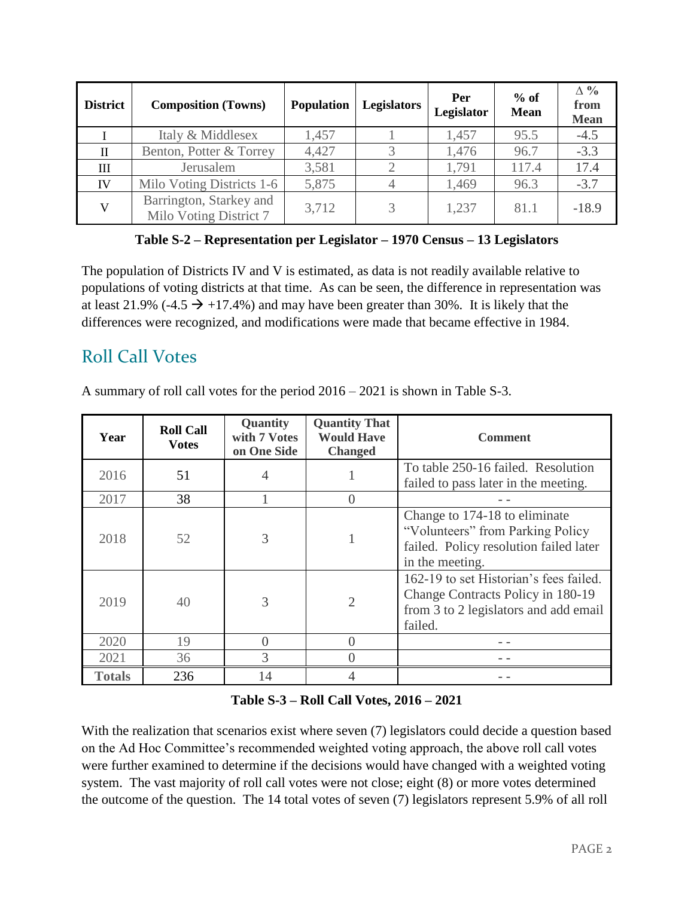| District | Composition (Towns) | Population | Legislators | Per Legislator | % of Mean | Δ % from Mean |
|---|---|---|---|---|---|---|
| I | Italy & Middlesex | 1,457 | 1 | 1,457 | 95.5 | -4.5 |
| II | Benton, Potter & Torrey | 4,427 | 3 | 1,476 | 96.7 | -3.3 |
| III | Jerusalem | 3,581 | 2 | 1,791 | 117.4 | 17.4 |
| IV | Milo Voting Districts 1-6 | 5,875 | 4 | 1,469 | 96.3 | -3.7 |
| V | Barrington, Starkey and Milo Voting District 7 | 3,712 | 3 | 1,237 | 81.1 | -18.9 |

**Table S-2 – Representation per Legislator – 1970 Census – 13 Legislators**

The population of Districts IV and V is estimated, as data is not readily available relative to populations of voting districts at that time. As can be seen, the difference in representation was at least 21.9% (-4.5 → +17.4%) and may have been greater than 30%. It is likely that the differences were recognized, and modifications were made that became effective in 1984.

## Roll Call Votes

A summary of roll call votes for the period 2016 – 2021 is shown in Table S-3.

| Year | Roll Call Votes | Quantity with 7 Votes on One Side | Quantity That Would Have Changed | Comment |
|---|---|---|---|---|
| 2016 | 51 | 4 | 1 | To table 250-16 failed. Resolution failed to pass later in the meeting. |
| 2017 | 38 | 1 | 0 | - - |
| 2018 | 52 | 3 | 1 | Change to 174-18 to eliminate "Volunteers" from Parking Policy failed. Policy resolution failed later in the meeting. |
| 2019 | 40 | 3 | 2 | 162-19 to set Historian's fees failed. Change Contracts Policy in 180-19 from 3 to 2 legislators and add email failed. |
| 2020 | 19 | 0 | 0 | - - |
| 2021 | 36 | 3 | 0 | - - |
| **Totals** | 236 | 14 | 4 | - - |

**Table S-3 – Roll Call Votes, 2016 – 2021**

With the realization that scenarios exist where seven (7) legislators could decide a question based on the Ad Hoc Committee's recommended weighted voting approach, the above roll call votes were further examined to determine if the decisions would have changed with a weighted voting system. The vast majority of roll call votes were not close; eight (8) or more votes determined the outcome of the question. The 14 total votes of seven (7) legislators represent 5.9% of all roll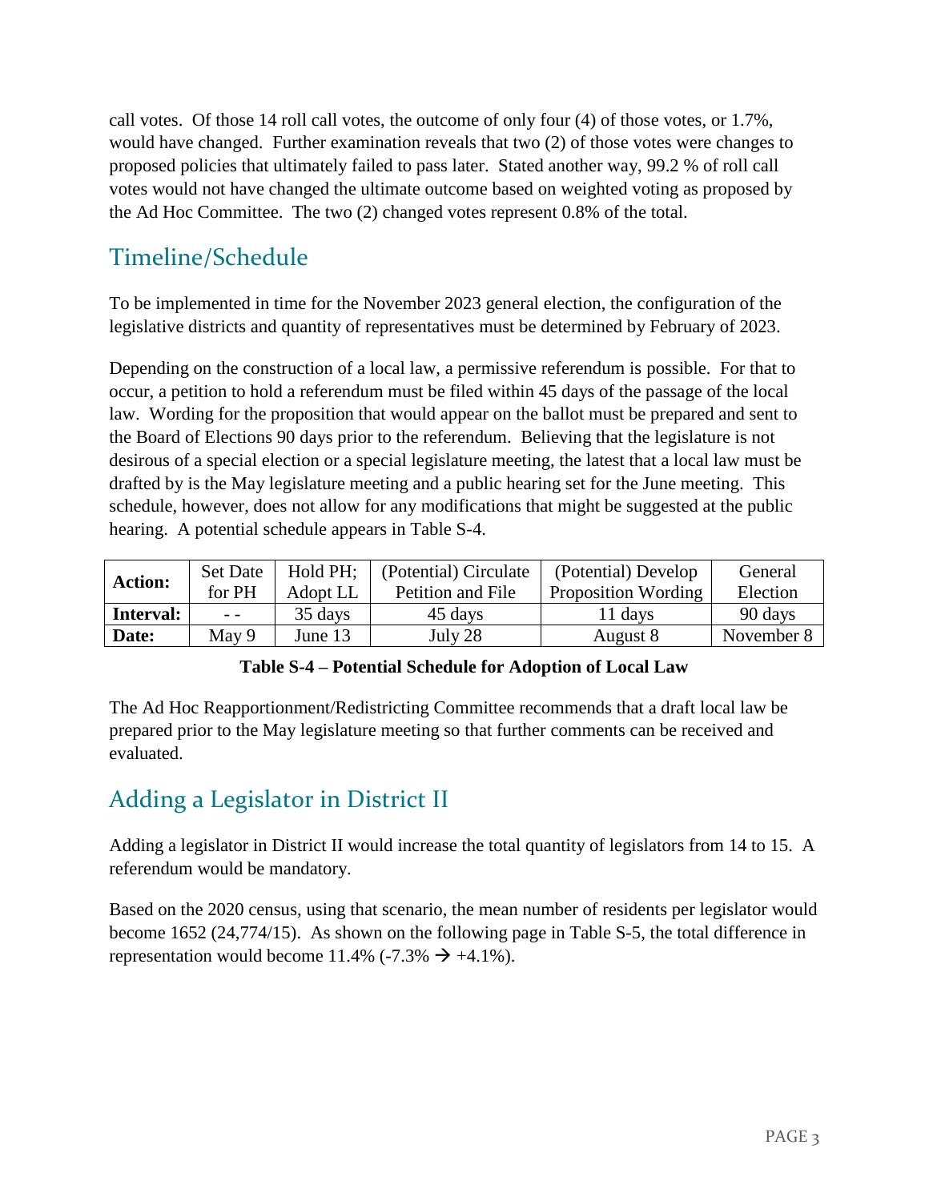call votes. Of those 14 roll call votes, the outcome of only four (4) of those votes, or 1.7%, would have changed. Further examination reveals that two (2) of those votes were changes to proposed policies that ultimately failed to pass later. Stated another way, 99.2 % of roll call votes would not have changed the ultimate outcome based on weighted voting as proposed by the Ad Hoc Committee. The two (2) changed votes represent 0.8% of the total.

## Timeline/Schedule

To be implemented in time for the November 2023 general election, the configuration of the legislative districts and quantity of representatives must be determined by February of 2023.

Depending on the construction of a local law, a permissive referendum is possible. For that to occur, a petition to hold a referendum must be filed within 45 days of the passage of the local law. Wording for the proposition that would appear on the ballot must be prepared and sent to the Board of Elections 90 days prior to the referendum. Believing that the legislature is not desirous of a special election or a special legislature meeting, the latest that a local law must be drafted by is the May legislature meeting and a public hearing set for the June meeting. This schedule, however, does not allow for any modifications that might be suggested at the public hearing. A potential schedule appears in Table S-4.

| **Action:** | Set Date for PH | Hold PH; Adopt LL | (Potential) Circulate Petition and File | (Potential) Develop Proposition Wording | General Election |
|---|---|---|---|---|---|
| **Interval:** | - - | 35 days | 45 days | 11 days | 90 days |
| **Date:** | May 9 | June 13 | July 28 | August 8 | November 8 |

**Table S-4 – Potential Schedule for Adoption of Local Law**

The Ad Hoc Reapportionment/Redistricting Committee recommends that a draft local law be prepared prior to the May legislature meeting so that further comments can be received and evaluated.

## Adding a Legislator in District II

Adding a legislator in District II would increase the total quantity of legislators from 14 to 15. A referendum would be mandatory.

Based on the 2020 census, using that scenario, the mean number of residents per legislator would become 1652 (24,774/15). As shown on the following page in Table S-5, the total difference in representation would become 11.4% (-7.3% → +4.1%).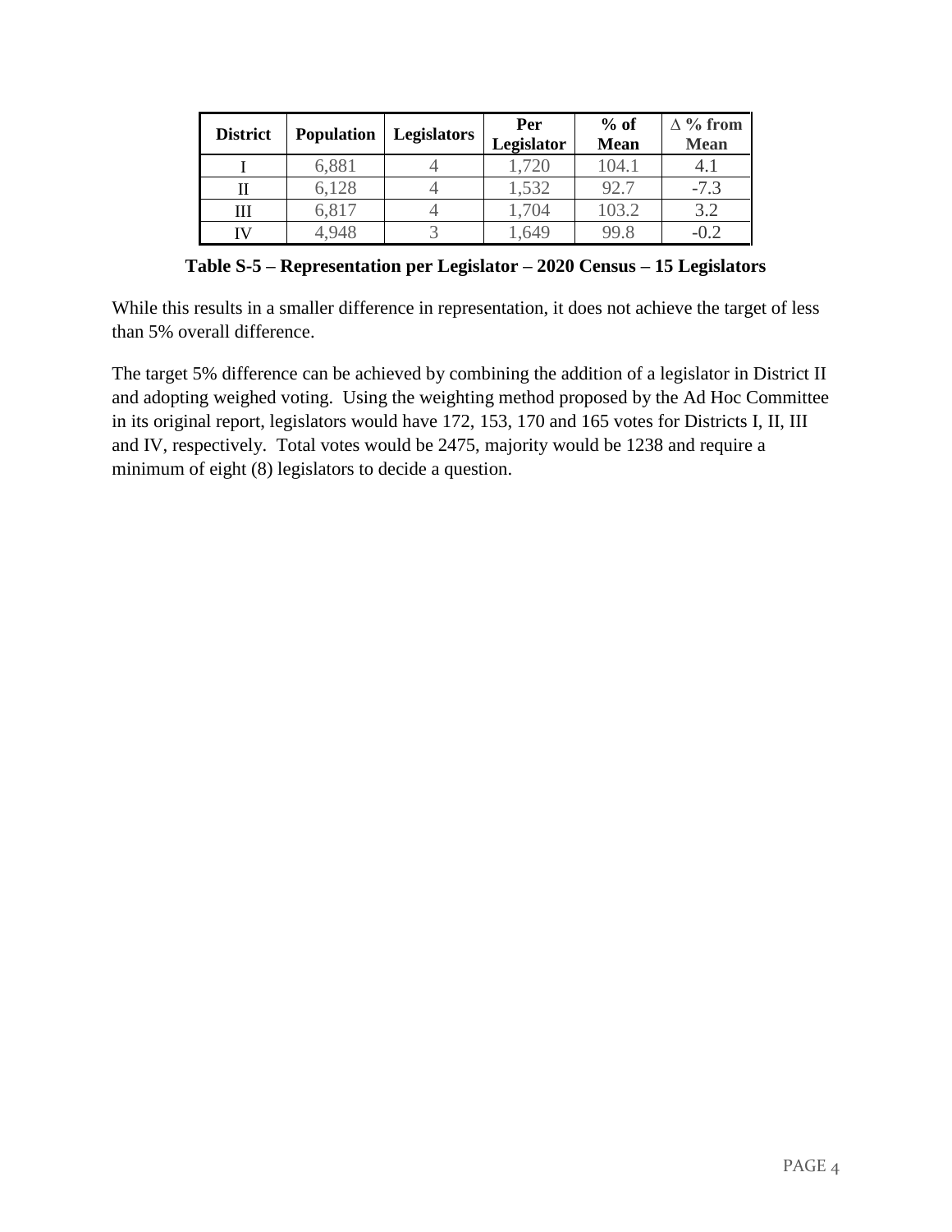| District | Population | Legislators | Per Legislator | % of Mean | Δ % from Mean |
|---|---|---|---|---|---|
| I | 6,881 | 4 | 1,720 | 104.1 | 4.1 |
| II | 6,128 | 4 | 1,532 | 92.7 | -7.3 |
| III | 6,817 | 4 | 1,704 | 103.2 | 3.2 |
| IV | 4,948 | 3 | 1,649 | 99.8 | -0.2 |

**Table S-5 – Representation per Legislator – 2020 Census – 15 Legislators**

While this results in a smaller difference in representation, it does not achieve the target of less than 5% overall difference.

The target 5% difference can be achieved by combining the addition of a legislator in District II and adopting weighed voting. Using the weighting method proposed by the Ad Hoc Committee in its original report, legislators would have 172, 153, 170 and 165 votes for Districts I, II, III and IV, respectively. Total votes would be 2475, majority would be 1238 and require a minimum of eight (8) legislators to decide a question.